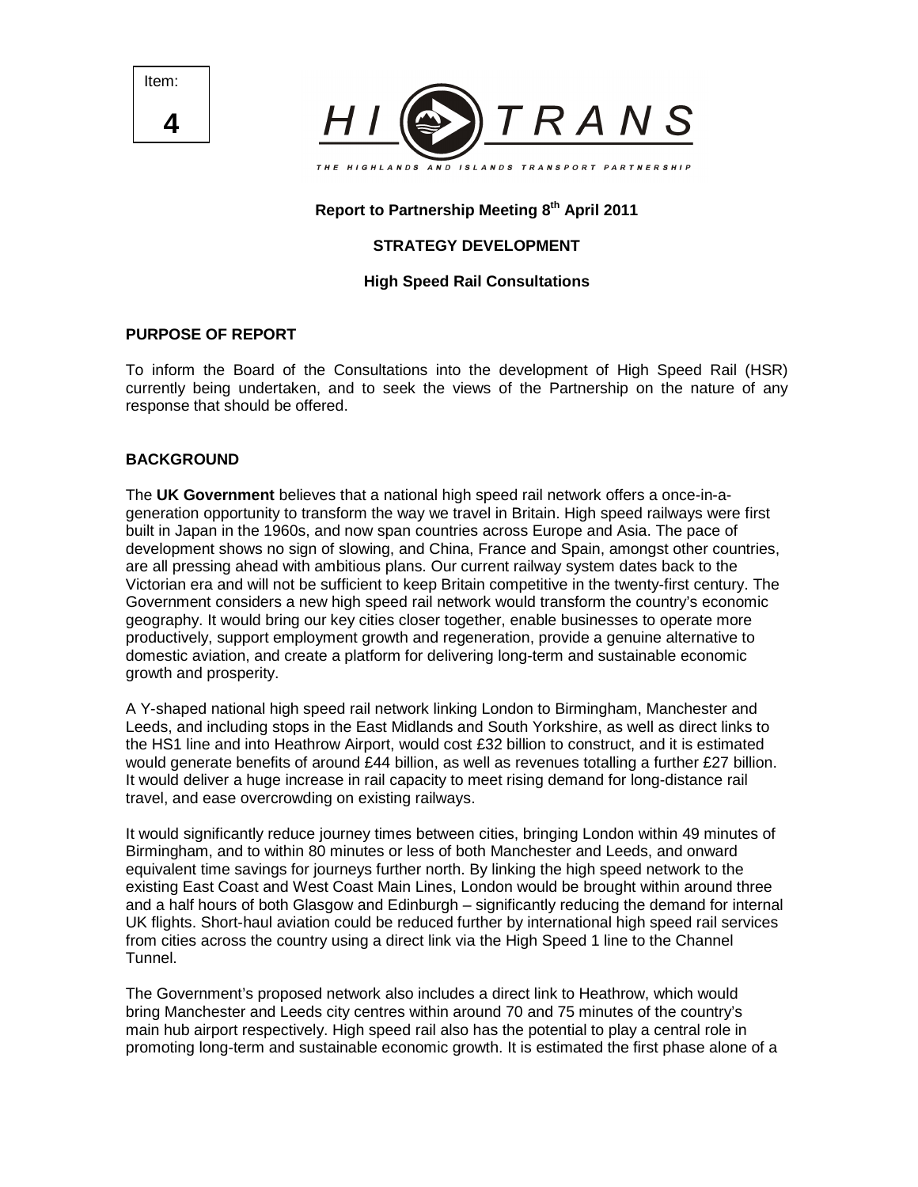Item:

**4**

HI TRANS

THE HIGHLANDS AND ISLANDS TRANSPORT PARTNERSHIP

**Report to Partnership Meeting 8th April 2011**

**STRATEGY DEVELOPMENT**

**High Speed Rail Consultations**

## PURPOSE OF REPORT

To inform the Board of the Consultations into the development of High Speed Rail (HSR) currently being undertaken, and to seek the views of the Partnership on the nature of any response that should be offered.

## BACKGROUND

The **UK Government** believes that a national high speed rail network offers a once-in-a-generation opportunity to transform the way we travel in Britain. High speed railways were first built in Japan in the 1960s, and now span countries across Europe and Asia. The pace of development shows no sign of slowing, and China, France and Spain, amongst other countries, are all pressing ahead with ambitious plans. Our current railway system dates back to the Victorian era and will not be sufficient to keep Britain competitive in the twenty-first century. The Government considers a new high speed rail network would transform the country's economic geography. It would bring our key cities closer together, enable businesses to operate more productively, support employment growth and regeneration, provide a genuine alternative to domestic aviation, and create a platform for delivering long-term and sustainable economic growth and prosperity.

A Y-shaped national high speed rail network linking London to Birmingham, Manchester and Leeds, and including stops in the East Midlands and South Yorkshire, as well as direct links to the HS1 line and into Heathrow Airport, would cost £32 billion to construct, and it is estimated would generate benefits of around £44 billion, as well as revenues totalling a further £27 billion. It would deliver a huge increase in rail capacity to meet rising demand for long-distance rail travel, and ease overcrowding on existing railways.

It would significantly reduce journey times between cities, bringing London within 49 minutes of Birmingham, and to within 80 minutes or less of both Manchester and Leeds, and onward equivalent time savings for journeys further north. By linking the high speed network to the existing East Coast and West Coast Main Lines, London would be brought within around three and a half hours of both Glasgow and Edinburgh – significantly reducing the demand for internal UK flights. Short-haul aviation could be reduced further by international high speed rail services from cities across the country using a direct link via the High Speed 1 line to the Channel Tunnel.

The Government's proposed network also includes a direct link to Heathrow, which would bring Manchester and Leeds city centres within around 70 and 75 minutes of the country's main hub airport respectively. High speed rail also has the potential to play a central role in promoting long-term and sustainable economic growth. It is estimated the first phase alone of a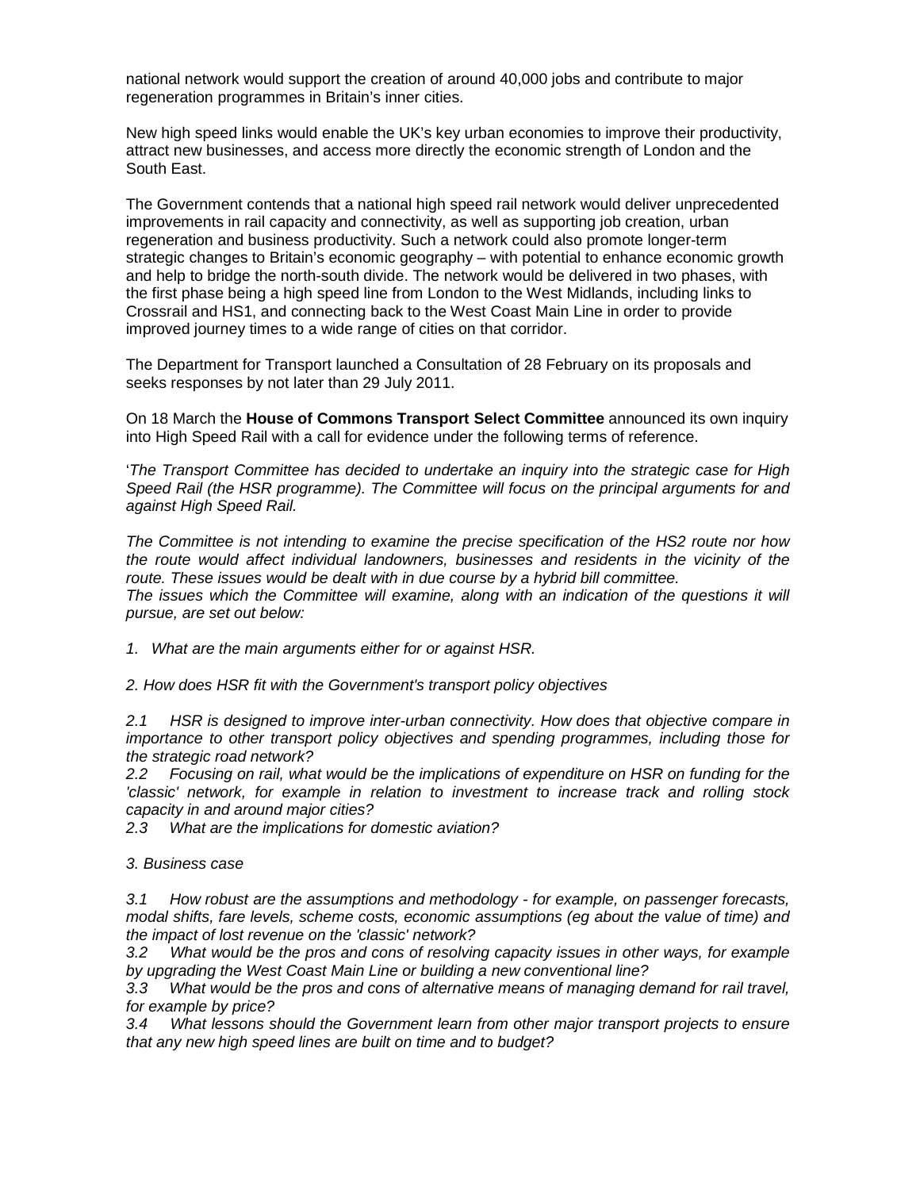national network would support the creation of around 40,000 jobs and contribute to major regeneration programmes in Britain's inner cities.

New high speed links would enable the UK's key urban economies to improve their productivity, attract new businesses, and access more directly the economic strength of London and the South East.

The Government contends that a national high speed rail network would deliver unprecedented improvements in rail capacity and connectivity, as well as supporting job creation, urban regeneration and business productivity. Such a network could also promote longer-term strategic changes to Britain's economic geography – with potential to enhance economic growth and help to bridge the north-south divide. The network would be delivered in two phases, with the first phase being a high speed line from London to the West Midlands, including links to Crossrail and HS1, and connecting back to the West Coast Main Line in order to provide improved journey times to a wide range of cities on that corridor.

The Department for Transport launched a Consultation of 28 February on its proposals and seeks responses by not later than 29 July 2011.

On 18 March the **House of Commons Transport Select Committee** announced its own inquiry into High Speed Rail with a call for evidence under the following terms of reference.

'*The Transport Committee has decided to undertake an inquiry into the strategic case for High Speed Rail (the HSR programme). The Committee will focus on the principal arguments for and against High Speed Rail.*

*The Committee is not intending to examine the precise specification of the HS2 route nor how the route would affect individual landowners, businesses and residents in the vicinity of the route. These issues would be dealt with in due course by a hybrid bill committee.*
*The issues which the Committee will examine, along with an indication of the questions it will pursue, are set out below:*

*1. What are the main arguments either for or against HSR.*

*2. How does HSR fit with the Government's transport policy objectives*

*2.1 HSR is designed to improve inter-urban connectivity. How does that objective compare in importance to other transport policy objectives and spending programmes, including those for the strategic road network?*
*2.2 Focusing on rail, what would be the implications of expenditure on HSR on funding for the 'classic' network, for example in relation to investment to increase track and rolling stock capacity in and around major cities?*
*2.3 What are the implications for domestic aviation?*

*3. Business case*

*3.1 How robust are the assumptions and methodology - for example, on passenger forecasts, modal shifts, fare levels, scheme costs, economic assumptions (eg about the value of time) and the impact of lost revenue on the 'classic' network?*
*3.2 What would be the pros and cons of resolving capacity issues in other ways, for example by upgrading the West Coast Main Line or building a new conventional line?*
*3.3 What would be the pros and cons of alternative means of managing demand for rail travel, for example by price?*
*3.4 What lessons should the Government learn from other major transport projects to ensure that any new high speed lines are built on time and to budget?*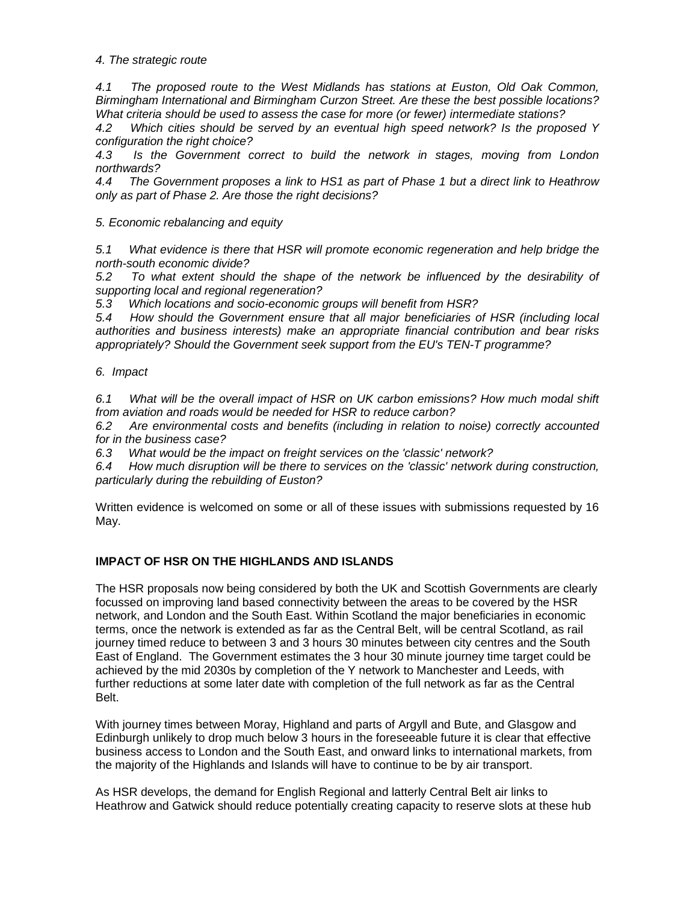*4. The strategic route*

*4.1 The proposed route to the West Midlands has stations at Euston, Old Oak Common, Birmingham International and Birmingham Curzon Street. Are these the best possible locations? What criteria should be used to assess the case for more (or fewer) intermediate stations?*

*4.2 Which cities should be served by an eventual high speed network? Is the proposed Y configuration the right choice?*

*4.3 Is the Government correct to build the network in stages, moving from London northwards?*

*4.4 The Government proposes a link to HS1 as part of Phase 1 but a direct link to Heathrow only as part of Phase 2. Are those the right decisions?*

*5. Economic rebalancing and equity*

*5.1 What evidence is there that HSR will promote economic regeneration and help bridge the north-south economic divide?*

*5.2 To what extent should the shape of the network be influenced by the desirability of supporting local and regional regeneration?*

*5.3 Which locations and socio-economic groups will benefit from HSR?*

*5.4 How should the Government ensure that all major beneficiaries of HSR (including local authorities and business interests) make an appropriate financial contribution and bear risks appropriately? Should the Government seek support from the EU's TEN-T programme?*

*6. Impact*

*6.1 What will be the overall impact of HSR on UK carbon emissions? How much modal shift from aviation and roads would be needed for HSR to reduce carbon?*

*6.2 Are environmental costs and benefits (including in relation to noise) correctly accounted for in the business case?*

*6.3 What would be the impact on freight services on the 'classic' network?*

*6.4 How much disruption will be there to services on the 'classic' network during construction, particularly during the rebuilding of Euston?*

Written evidence is welcomed on some or all of these issues with submissions requested by 16 May.

## IMPACT OF HSR ON THE HIGHLANDS AND ISLANDS

The HSR proposals now being considered by both the UK and Scottish Governments are clearly focussed on improving land based connectivity between the areas to be covered by the HSR network, and London and the South East. Within Scotland the major beneficiaries in economic terms, once the network is extended as far as the Central Belt, will be central Scotland, as rail journey timed reduce to between 3 and 3 hours 30 minutes between city centres and the South East of England. The Government estimates the 3 hour 30 minute journey time target could be achieved by the mid 2030s by completion of the Y network to Manchester and Leeds, with further reductions at some later date with completion of the full network as far as the Central Belt.

With journey times between Moray, Highland and parts of Argyll and Bute, and Glasgow and Edinburgh unlikely to drop much below 3 hours in the foreseeable future it is clear that effective business access to London and the South East, and onward links to international markets, from the majority of the Highlands and Islands will have to continue to be by air transport.

As HSR develops, the demand for English Regional and latterly Central Belt air links to Heathrow and Gatwick should reduce potentially creating capacity to reserve slots at these hub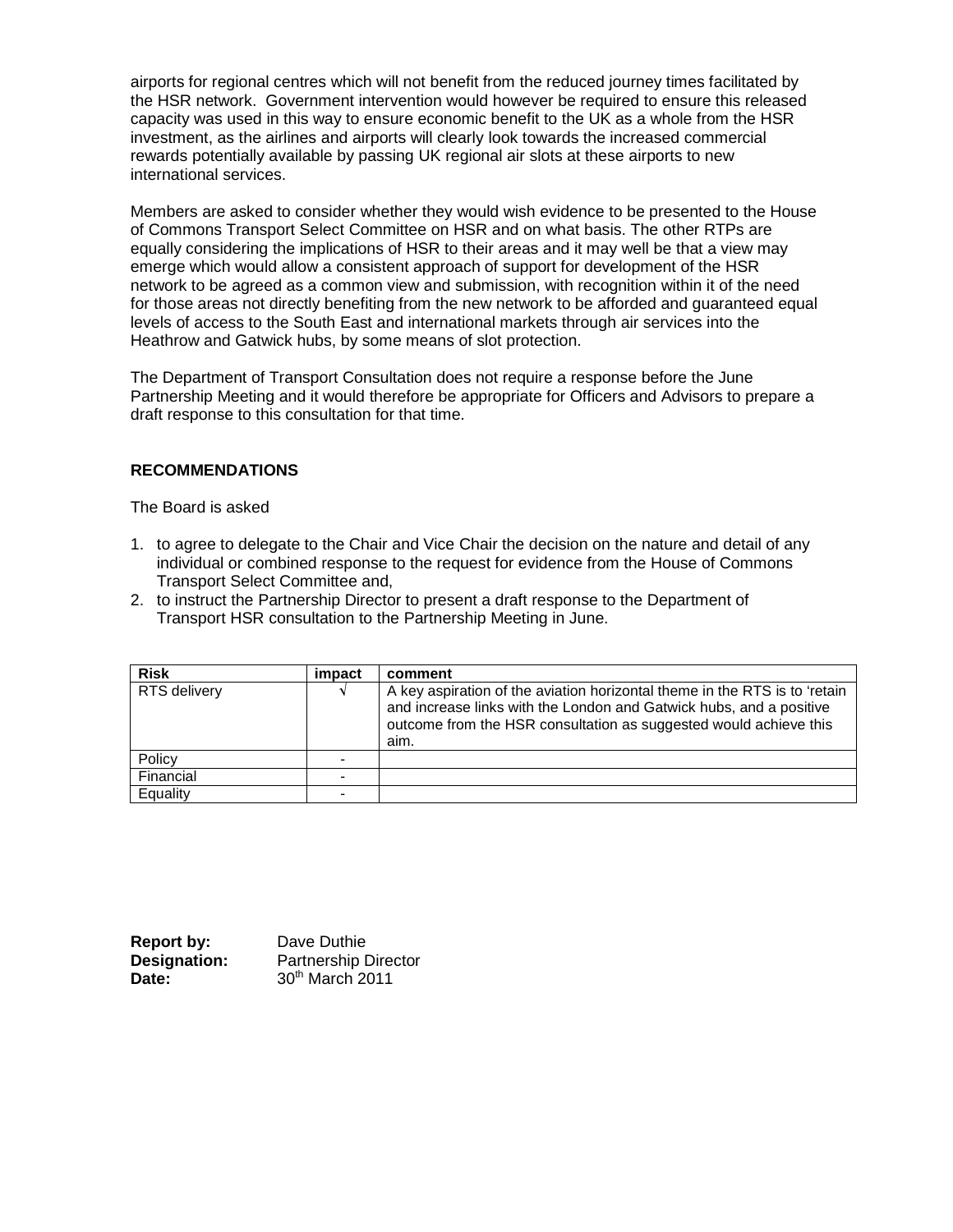airports for regional centres which will not benefit from the reduced journey times facilitated by the HSR network. Government intervention would however be required to ensure this released capacity was used in this way to ensure economic benefit to the UK as a whole from the HSR investment, as the airlines and airports will clearly look towards the increased commercial rewards potentially available by passing UK regional air slots at these airports to new international services.

Members are asked to consider whether they would wish evidence to be presented to the House of Commons Transport Select Committee on HSR and on what basis. The other RTPs are equally considering the implications of HSR to their areas and it may well be that a view may emerge which would allow a consistent approach of support for development of the HSR network to be agreed as a common view and submission, with recognition within it of the need for those areas not directly benefiting from the new network to be afforded and guaranteed equal levels of access to the South East and international markets through air services into the Heathrow and Gatwick hubs, by some means of slot protection.

The Department of Transport Consultation does not require a response before the June Partnership Meeting and it would therefore be appropriate for Officers and Advisors to prepare a draft response to this consultation for that time.

**RECOMMENDATIONS**

The Board is asked

1. to agree to delegate to the Chair and Vice Chair the decision on the nature and detail of any individual or combined response to the request for evidence from the House of Commons Transport Select Committee and,
2. to instruct the Partnership Director to present a draft response to the Department of Transport HSR consultation to the Partnership Meeting in June.

| **Risk** | **impact** | **comment** |
|---|---|---|
| RTS delivery | √ | A key aspiration of the aviation horizontal theme in the RTS is to 'retain and increase links with the London and Gatwick hubs, and a positive outcome from the HSR consultation as suggested would achieve this aim. |
| Policy | - | |
| Financial | - | |
| Equality | - | |

**Report by:** Dave Duthie
**Designation:** Partnership Director
**Date:** 30th March 2011